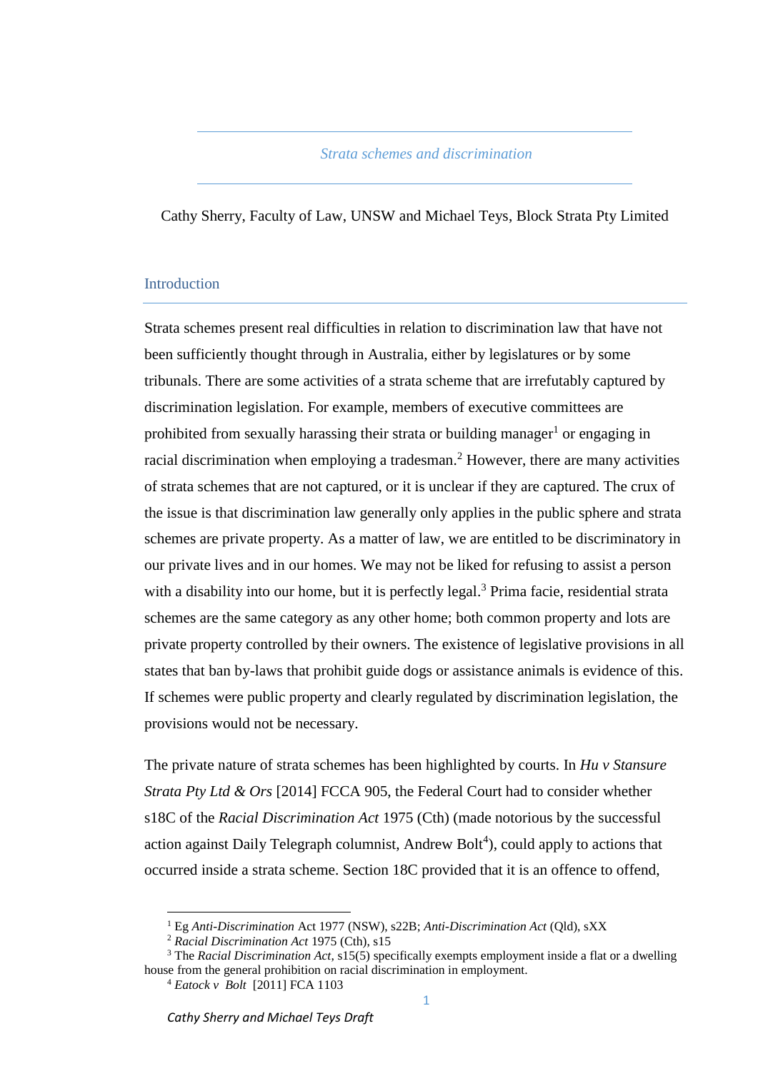# *Strata schemes and discrimination*

Cathy Sherry, Faculty of Law, UNSW and Michael Teys, Block Strata Pty Limited

## Introduction

Strata schemes present real difficulties in relation to discrimination law that have not been sufficiently thought through in Australia, either by legislatures or by some tribunals. There are some activities of a strata scheme that are irrefutably captured by discrimination legislation. For example, members of executive committees are prohibited from sexually harassing their strata or building manager[1] or engaging in racial discrimination when employing a tradesman.[2] However, there are many activities of strata schemes that are not captured, or it is unclear if they are captured. The crux of the issue is that discrimination law generally only applies in the public sphere and strata schemes are private property. As a matter of law, we are entitled to be discriminatory in our private lives and in our homes. We may not be liked for refusing to assist a person with a disability into our home, but it is perfectly legal.[3] Prima facie, residential strata schemes are the same category as any other home; both common property and lots are private property controlled by their owners. The existence of legislative provisions in all states that ban by-laws that prohibit guide dogs or assistance animals is evidence of this. If schemes were public property and clearly regulated by discrimination legislation, the provisions would not be necessary.

The private nature of strata schemes has been highlighted by courts. In *Hu v Stansure Strata Pty Ltd & Ors* [2014] FCCA 905, the Federal Court had to consider whether s18C of the *Racial Discrimination Act* 1975 (Cth) (made notorious by the successful action against Daily Telegraph columnist, Andrew Bolt[4]), could apply to actions that occurred inside a strata scheme. Section 18C provided that it is an offence to offend,

---

[1] Eg *Anti-Discrimination* Act 1977 (NSW), s22B; *Anti-Discrimination Act* (Qld), sXX

[2] *Racial Discrimination Act* 1975 (Cth), s15

[3] The *Racial Discrimination Act*, s15(5) specifically exempts employment inside a flat or a dwelling house from the general prohibition on racial discrimination in employment.

[4] *Eatock v Bolt* [2011] FCA 1103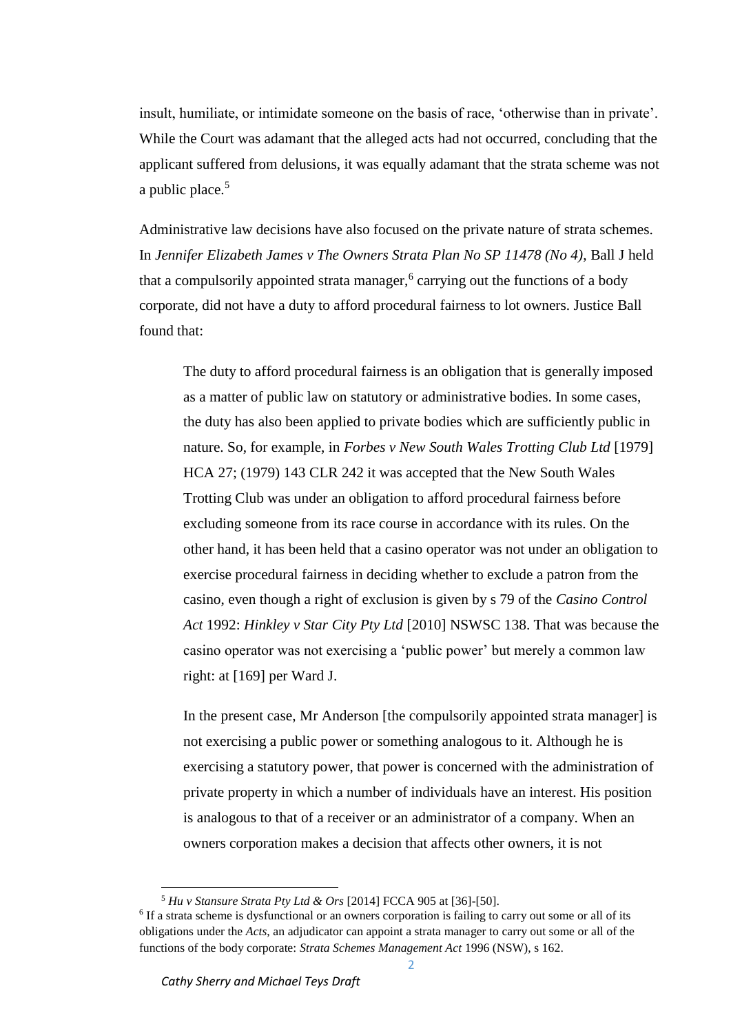insult, humiliate, or intimidate someone on the basis of race, 'otherwise than in private'. While the Court was adamant that the alleged acts had not occurred, concluding that the applicant suffered from delusions, it was equally adamant that the strata scheme was not a public place.[5]

Administrative law decisions have also focused on the private nature of strata schemes. In *Jennifer Elizabeth James v The Owners Strata Plan No SP 11478 (No 4)*, Ball J held that a compulsorily appointed strata manager,[6] carrying out the functions of a body corporate, did not have a duty to afford procedural fairness to lot owners. Justice Ball found that:

> The duty to afford procedural fairness is an obligation that is generally imposed as a matter of public law on statutory or administrative bodies. In some cases, the duty has also been applied to private bodies which are sufficiently public in nature. So, for example, in *Forbes v New South Wales Trotting Club Ltd* [1979] HCA 27; (1979) 143 CLR 242 it was accepted that the New South Wales Trotting Club was under an obligation to afford procedural fairness before excluding someone from its race course in accordance with its rules. On the other hand, it has been held that a casino operator was not under an obligation to exercise procedural fairness in deciding whether to exclude a patron from the casino, even though a right of exclusion is given by s 79 of the *Casino Control Act* 1992: *Hinkley v Star City Pty Ltd* [2010] NSWSC 138. That was because the casino operator was not exercising a 'public power' but merely a common law right: at [169] per Ward J.
>
> In the present case, Mr Anderson [the compulsorily appointed strata manager] is not exercising a public power or something analogous to it. Although he is exercising a statutory power, that power is concerned with the administration of private property in which a number of individuals have an interest. His position is analogous to that of a receiver or an administrator of a company. When an owners corporation makes a decision that affects other owners, it is not

---

[5] *Hu v Stansure Strata Pty Ltd & Ors* [2014] FCCA 905 at [36]-[50].

[6] If a strata scheme is dysfunctional or an owners corporation is failing to carry out some or all of its obligations under the *Acts*, an adjudicator can appoint a strata manager to carry out some or all of the functions of the body corporate: *Strata Schemes Management Act* 1996 (NSW), s 162.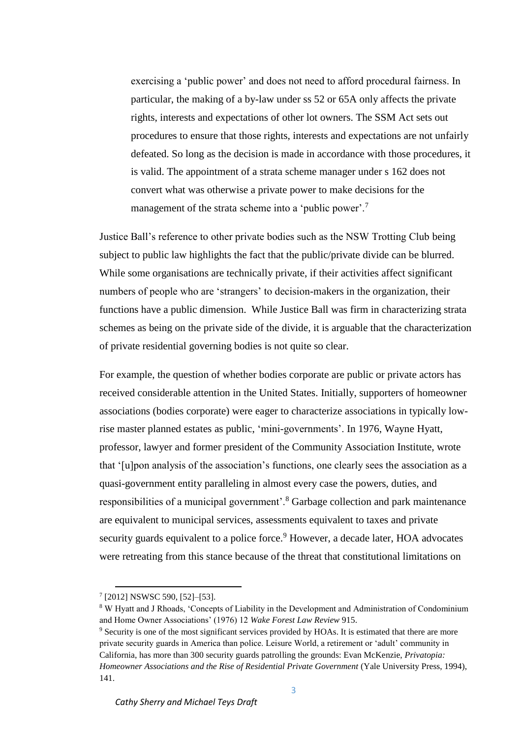> exercising a 'public power' and does not need to afford procedural fairness. In particular, the making of a by-law under ss 52 or 65A only affects the private rights, interests and expectations of other lot owners. The SSM Act sets out procedures to ensure that those rights, interests and expectations are not unfairly defeated. So long as the decision is made in accordance with those procedures, it is valid. The appointment of a strata scheme manager under s 162 does not convert what was otherwise a private power to make decisions for the management of the strata scheme into a 'public power'.[7]

Justice Ball's reference to other private bodies such as the NSW Trotting Club being subject to public law highlights the fact that the public/private divide can be blurred. While some organisations are technically private, if their activities affect significant numbers of people who are 'strangers' to decision-makers in the organization, their functions have a public dimension. While Justice Ball was firm in characterizing strata schemes as being on the private side of the divide, it is arguable that the characterization of private residential governing bodies is not quite so clear.

For example, the question of whether bodies corporate are public or private actors has received considerable attention in the United States. Initially, supporters of homeowner associations (bodies corporate) were eager to characterize associations in typically low-rise master planned estates as public, 'mini-governments'. In 1976, Wayne Hyatt, professor, lawyer and former president of the Community Association Institute, wrote that '[u]pon analysis of the association's functions, one clearly sees the association as a quasi-government entity paralleling in almost every case the powers, duties, and responsibilities of a municipal government'.[8] Garbage collection and park maintenance are equivalent to municipal services, assessments equivalent to taxes and private security guards equivalent to a police force.[9] However, a decade later, HOA advocates were retreating from this stance because of the threat that constitutional limitations on

---

[7] [2012] NSWSC 590, [52]–[53].

[8] W Hyatt and J Rhoads, 'Concepts of Liability in the Development and Administration of Condominium and Home Owner Associations' (1976) 12 *Wake Forest Law Review* 915.

[9] Security is one of the most significant services provided by HOAs. It is estimated that there are more private security guards in America than police. Leisure World, a retirement or 'adult' community in California, has more than 300 security guards patrolling the grounds: Evan McKenzie, *Privatopia: Homeowner Associations and the Rise of Residential Private Government* (Yale University Press, 1994), 141.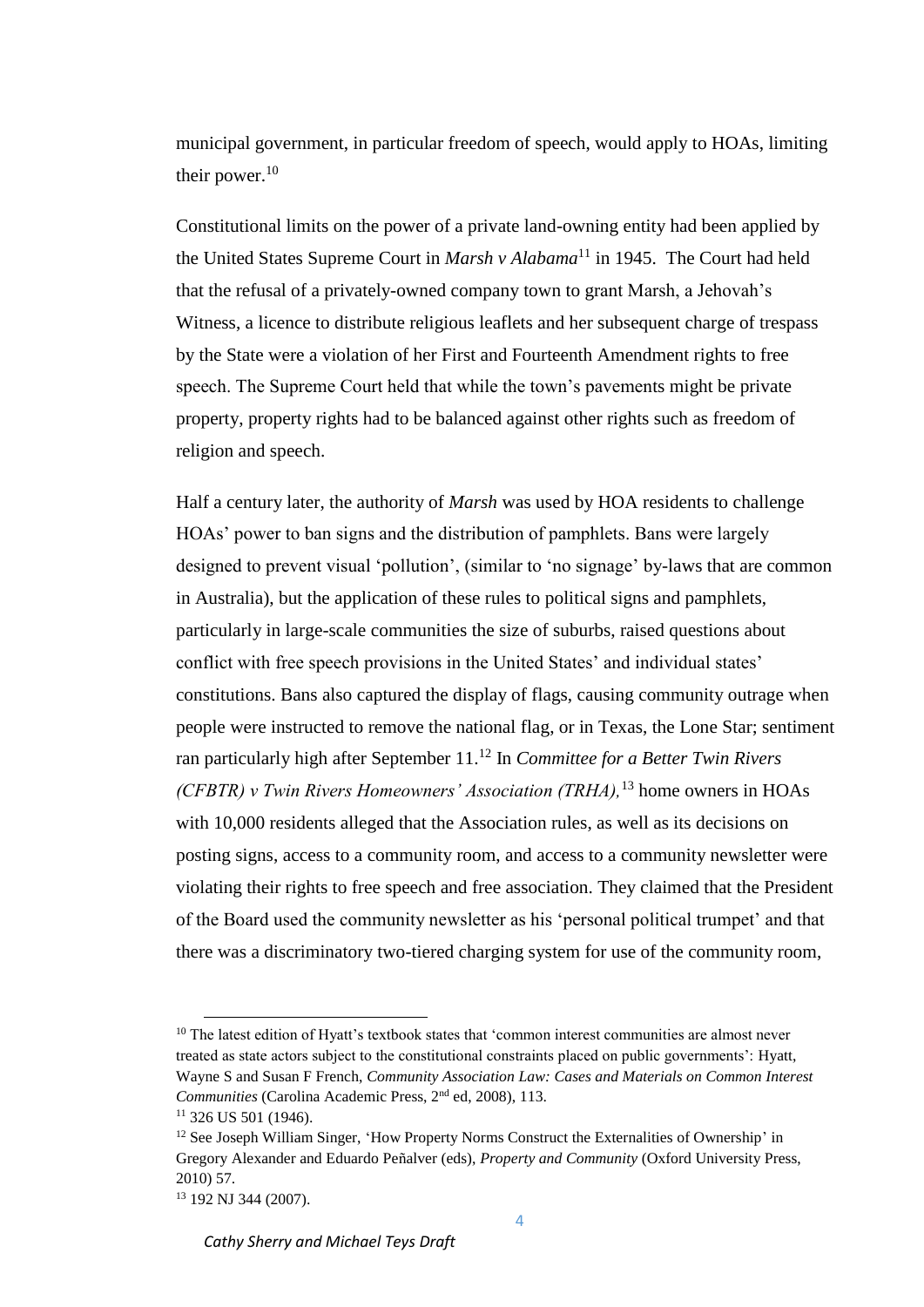municipal government, in particular freedom of speech, would apply to HOAs, limiting their power.[10]

Constitutional limits on the power of a private land-owning entity had been applied by the United States Supreme Court in *Marsh v Alabama*[11] in 1945. The Court had held that the refusal of a privately-owned company town to grant Marsh, a Jehovah's Witness, a licence to distribute religious leaflets and her subsequent charge of trespass by the State were a violation of her First and Fourteenth Amendment rights to free speech. The Supreme Court held that while the town's pavements might be private property, property rights had to be balanced against other rights such as freedom of religion and speech.

Half a century later, the authority of *Marsh* was used by HOA residents to challenge HOAs' power to ban signs and the distribution of pamphlets. Bans were largely designed to prevent visual 'pollution', (similar to 'no signage' by-laws that are common in Australia), but the application of these rules to political signs and pamphlets, particularly in large-scale communities the size of suburbs, raised questions about conflict with free speech provisions in the United States' and individual states' constitutions. Bans also captured the display of flags, causing community outrage when people were instructed to remove the national flag, or in Texas, the Lone Star; sentiment ran particularly high after September 11.[12] In *Committee for a Better Twin Rivers (CFBTR) v Twin Rivers Homeowners' Association (TRHA),*[13] home owners in HOAs with 10,000 residents alleged that the Association rules, as well as its decisions on posting signs, access to a community room, and access to a community newsletter were violating their rights to free speech and free association. They claimed that the President of the Board used the community newsletter as his 'personal political trumpet' and that there was a discriminatory two-tiered charging system for use of the community room,

---

[10] The latest edition of Hyatt's textbook states that 'common interest communities are almost never treated as state actors subject to the constitutional constraints placed on public governments': Hyatt, Wayne S and Susan F French, *Community Association Law: Cases and Materials on Common Interest Communities* (Carolina Academic Press, 2nd ed, 2008), 113.

[11] 326 US 501 (1946).

[12] See Joseph William Singer, 'How Property Norms Construct the Externalities of Ownership' in Gregory Alexander and Eduardo Peñalver (eds), *Property and Community* (Oxford University Press, 2010) 57.

[13] 192 NJ 344 (2007).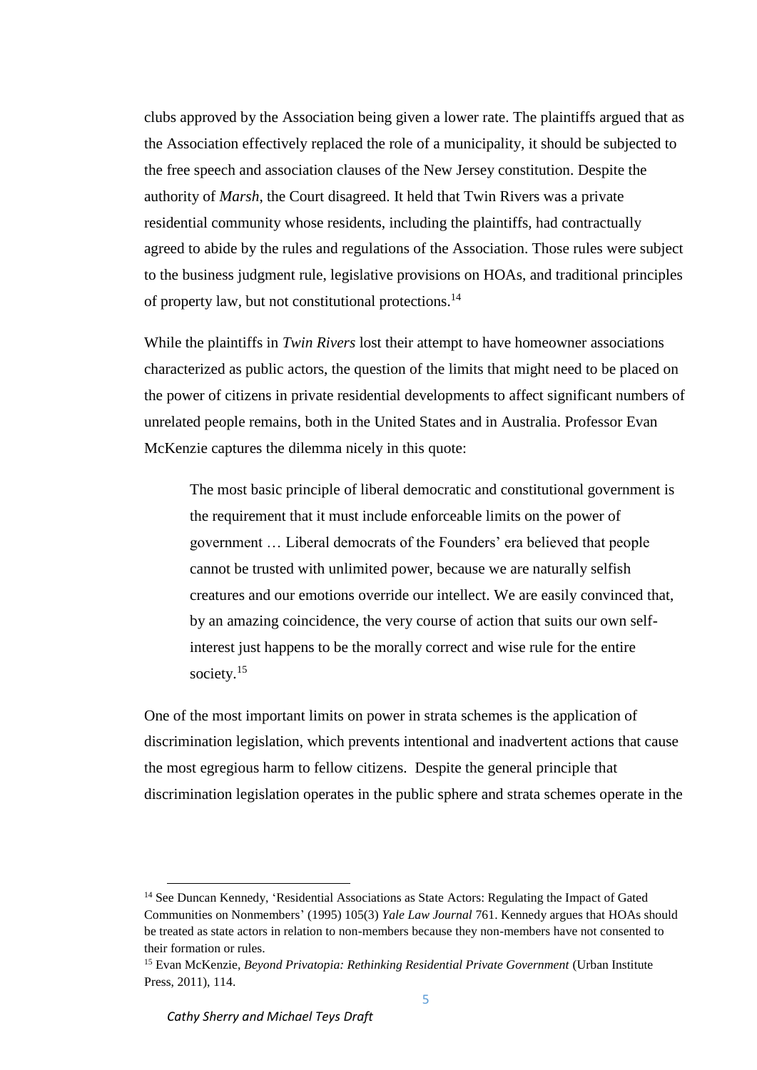clubs approved by the Association being given a lower rate. The plaintiffs argued that as the Association effectively replaced the role of a municipality, it should be subjected to the free speech and association clauses of the New Jersey constitution. Despite the authority of *Marsh*, the Court disagreed. It held that Twin Rivers was a private residential community whose residents, including the plaintiffs, had contractually agreed to abide by the rules and regulations of the Association. Those rules were subject to the business judgment rule, legislative provisions on HOAs, and traditional principles of property law, but not constitutional protections.[14]

While the plaintiffs in *Twin Rivers* lost their attempt to have homeowner associations characterized as public actors, the question of the limits that might need to be placed on the power of citizens in private residential developments to affect significant numbers of unrelated people remains, both in the United States and in Australia. Professor Evan McKenzie captures the dilemma nicely in this quote:

> The most basic principle of liberal democratic and constitutional government is the requirement that it must include enforceable limits on the power of government … Liberal democrats of the Founders' era believed that people cannot be trusted with unlimited power, because we are naturally selfish creatures and our emotions override our intellect. We are easily convinced that, by an amazing coincidence, the very course of action that suits our own self-interest just happens to be the morally correct and wise rule for the entire society.[15]

One of the most important limits on power in strata schemes is the application of discrimination legislation, which prevents intentional and inadvertent actions that cause the most egregious harm to fellow citizens. Despite the general principle that discrimination legislation operates in the public sphere and strata schemes operate in the

---

[14] See Duncan Kennedy, 'Residential Associations as State Actors: Regulating the Impact of Gated Communities on Nonmembers' (1995) 105(3) *Yale Law Journal* 761. Kennedy argues that HOAs should be treated as state actors in relation to non-members because they non-members have not consented to their formation or rules.

[15] Evan McKenzie, *Beyond Privatopia: Rethinking Residential Private Government* (Urban Institute Press, 2011), 114.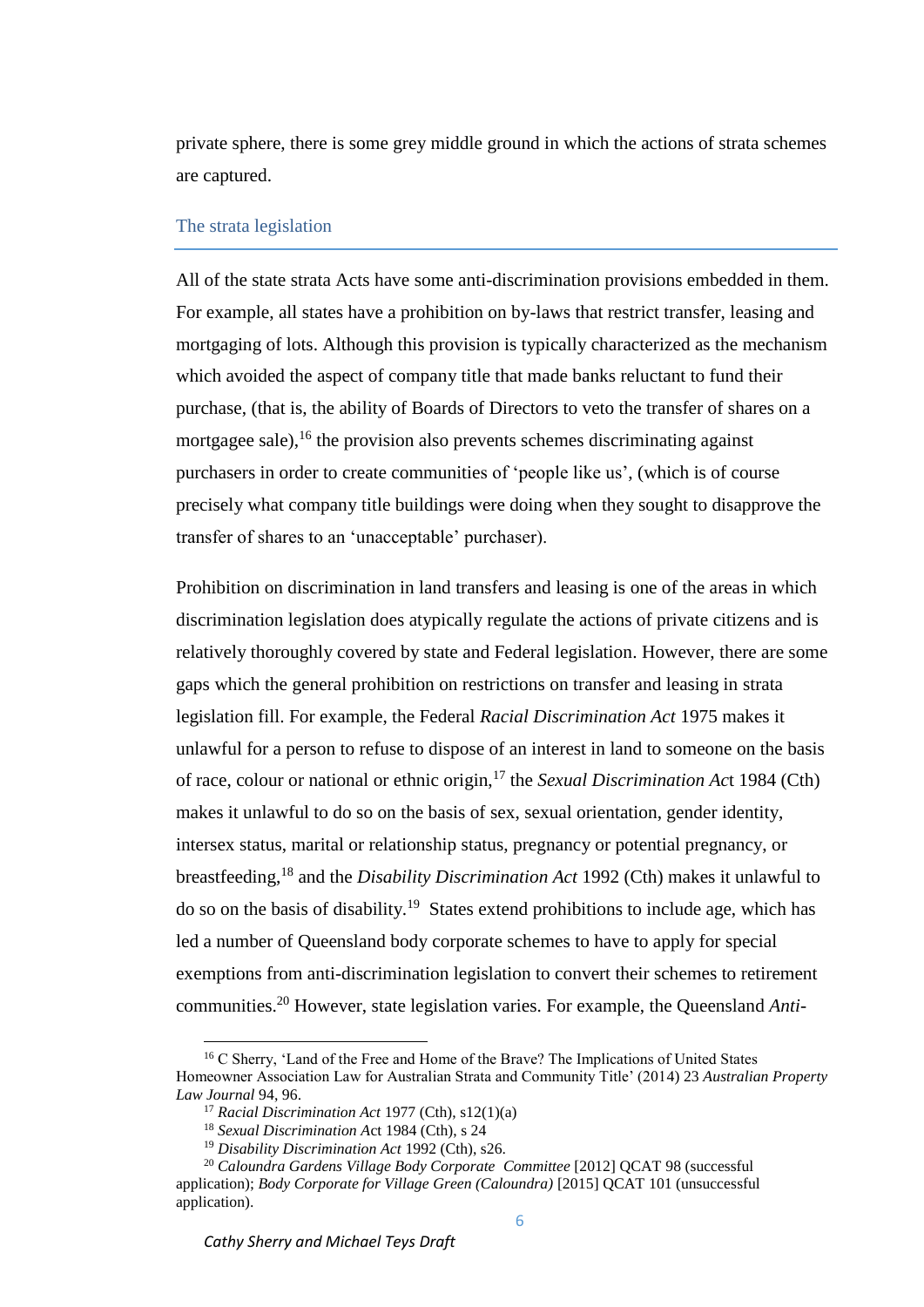private sphere, there is some grey middle ground in which the actions of strata schemes are captured.

## The strata legislation

All of the state strata Acts have some anti-discrimination provisions embedded in them. For example, all states have a prohibition on by-laws that restrict transfer, leasing and mortgaging of lots. Although this provision is typically characterized as the mechanism which avoided the aspect of company title that made banks reluctant to fund their purchase, (that is, the ability of Boards of Directors to veto the transfer of shares on a mortgagee sale),[16] the provision also prevents schemes discriminating against purchasers in order to create communities of 'people like us', (which is of course precisely what company title buildings were doing when they sought to disapprove the transfer of shares to an 'unacceptable' purchaser).

Prohibition on discrimination in land transfers and leasing is one of the areas in which discrimination legislation does atypically regulate the actions of private citizens and is relatively thoroughly covered by state and Federal legislation. However, there are some gaps which the general prohibition on restrictions on transfer and leasing in strata legislation fill. For example, the Federal *Racial Discrimination Act* 1975 makes it unlawful for a person to refuse to dispose of an interest in land to someone on the basis of race, colour or national or ethnic origin,[17] the *Sexual Discrimination Ac*t 1984 (Cth) makes it unlawful to do so on the basis of sex, sexual orientation, gender identity, intersex status, marital or relationship status, pregnancy or potential pregnancy, or breastfeeding,[18] and the *Disability Discrimination Act* 1992 (Cth) makes it unlawful to do so on the basis of disability.[19] States extend prohibitions to include age, which has led a number of Queensland body corporate schemes to have to apply for special exemptions from anti-discrimination legislation to convert their schemes to retirement communities.[20] However, state legislation varies. For example, the Queensland *Anti-*

---

[16] C Sherry, 'Land of the Free and Home of the Brave? The Implications of United States Homeowner Association Law for Australian Strata and Community Title' (2014) 23 *Australian Property Law Journal* 94, 96.

[17] *Racial Discrimination Act* 1977 (Cth), s12(1)(a)

[18] *Sexual Discrimination* Act 1984 (Cth), s 24

[19] *Disability Discrimination Act* 1992 (Cth), s26.

[20] *Caloundra Gardens Village Body Corporate Committee* [2012] QCAT 98 (successful application); *Body Corporate for Village Green (Caloundra)* [2015] QCAT 101 (unsuccessful application).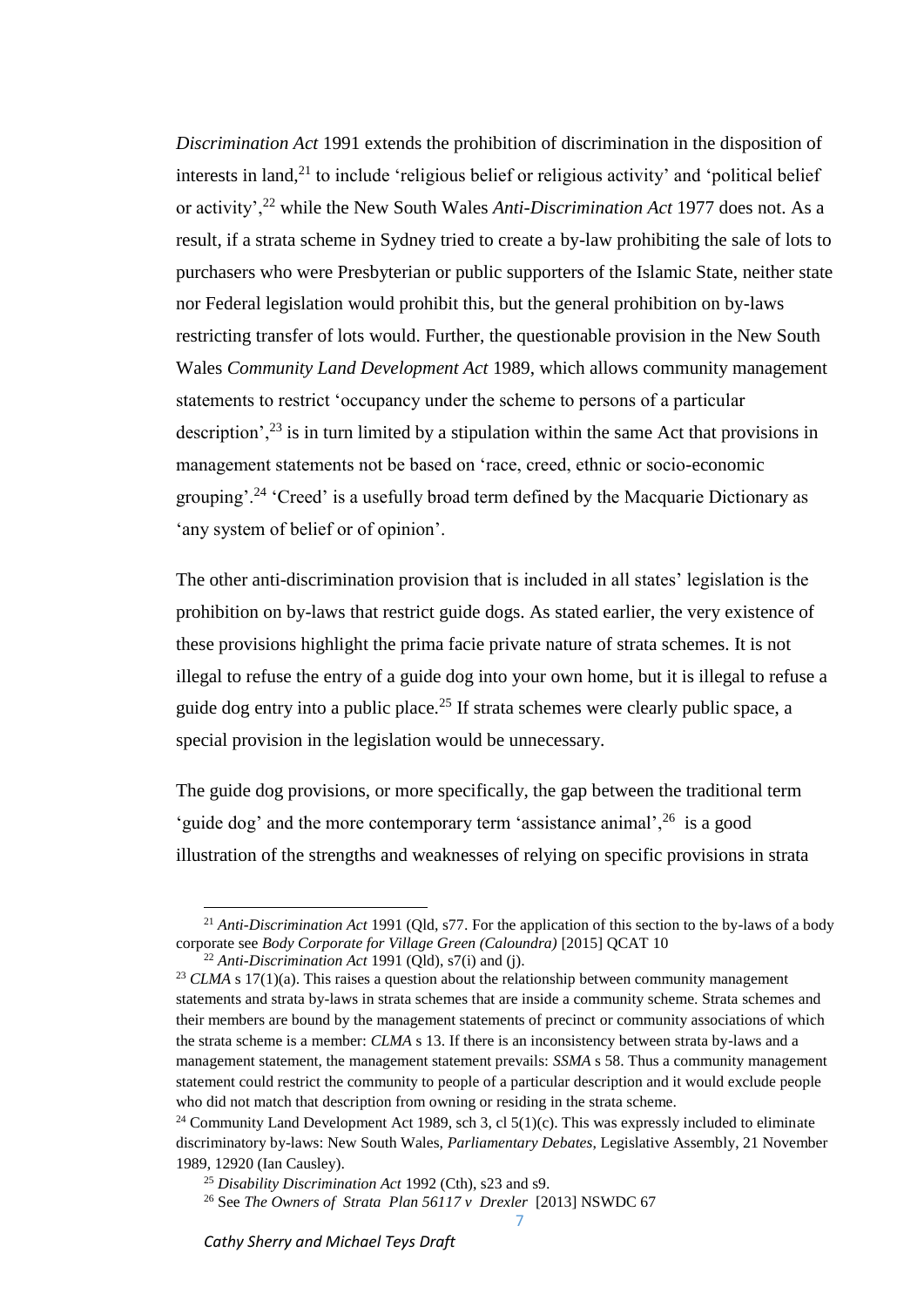*Discrimination Act* 1991 extends the prohibition of discrimination in the disposition of interests in land,[21] to include 'religious belief or religious activity' and 'political belief or activity',[22] while the New South Wales *Anti-Discrimination Act* 1977 does not. As a result, if a strata scheme in Sydney tried to create a by-law prohibiting the sale of lots to purchasers who were Presbyterian or public supporters of the Islamic State, neither state nor Federal legislation would prohibit this, but the general prohibition on by-laws restricting transfer of lots would. Further, the questionable provision in the New South Wales *Community Land Development Act* 1989, which allows community management statements to restrict 'occupancy under the scheme to persons of a particular description',[23] is in turn limited by a stipulation within the same Act that provisions in management statements not be based on 'race, creed, ethnic or socio-economic grouping'.[24] 'Creed' is a usefully broad term defined by the Macquarie Dictionary as 'any system of belief or of opinion'.

The other anti-discrimination provision that is included in all states' legislation is the prohibition on by-laws that restrict guide dogs. As stated earlier, the very existence of these provisions highlight the prima facie private nature of strata schemes. It is not illegal to refuse the entry of a guide dog into your own home, but it is illegal to refuse a guide dog entry into a public place.[25] If strata schemes were clearly public space, a special provision in the legislation would be unnecessary.

The guide dog provisions, or more specifically, the gap between the traditional term 'guide dog' and the more contemporary term 'assistance animal',[26] is a good illustration of the strengths and weaknesses of relying on specific provisions in strata

---

[21] *Anti-Discrimination Act* 1991 (Qld, s77. For the application of this section to the by-laws of a body corporate see *Body Corporate for Village Green (Caloundra)* [2015] QCAT 10

[22] *Anti-Discrimination Act* 1991 (Qld), s7(i) and (j).

[23] *CLMA* s 17(1)(a). This raises a question about the relationship between community management statements and strata by-laws in strata schemes that are inside a community scheme. Strata schemes and their members are bound by the management statements of precinct or community associations of which the strata scheme is a member: *CLMA* s 13. If there is an inconsistency between strata by-laws and a management statement, the management statement prevails: *SSMA* s 58. Thus a community management statement could restrict the community to people of a particular description and it would exclude people who did not match that description from owning or residing in the strata scheme.

[24] Community Land Development Act 1989, sch 3, cl 5(1)(c). This was expressly included to eliminate discriminatory by-laws: New South Wales, *Parliamentary Debates*, Legislative Assembly, 21 November 1989, 12920 (Ian Causley).

[25] *Disability Discrimination Act* 1992 (Cth), s23 and s9.

[26] See *The Owners of Strata Plan 56117 v Drexler* [2013] NSWDC 67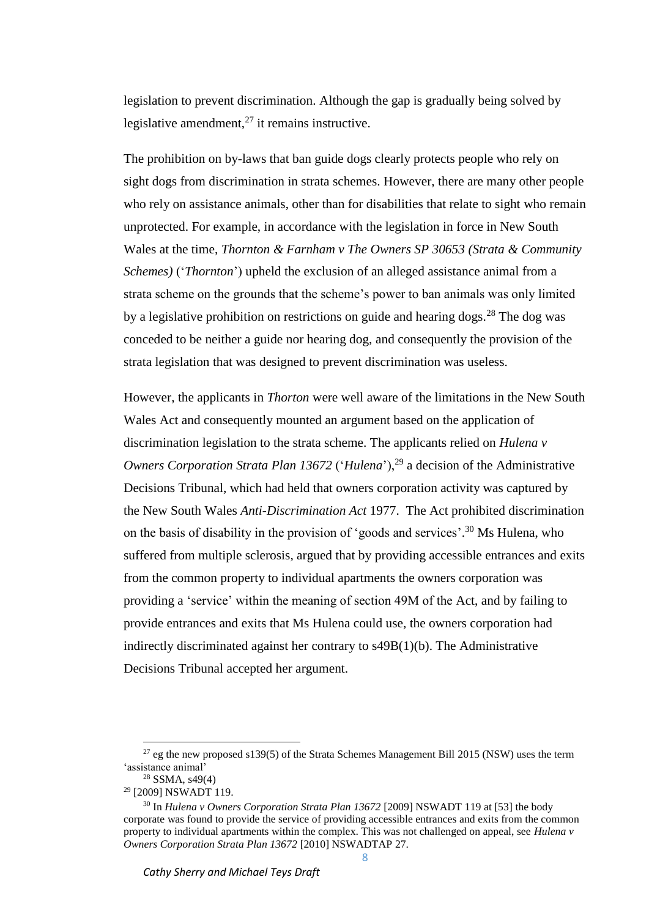legislation to prevent discrimination. Although the gap is gradually being solved by legislative amendment,[27] it remains instructive.

The prohibition on by-laws that ban guide dogs clearly protects people who rely on sight dogs from discrimination in strata schemes. However, there are many other people who rely on assistance animals, other than for disabilities that relate to sight who remain unprotected. For example, in accordance with the legislation in force in New South Wales at the time, *Thornton & Farnham v The Owners SP 30653 (Strata & Community Schemes)* ('*Thornton*') upheld the exclusion of an alleged assistance animal from a strata scheme on the grounds that the scheme's power to ban animals was only limited by a legislative prohibition on restrictions on guide and hearing dogs.[28] The dog was conceded to be neither a guide nor hearing dog, and consequently the provision of the strata legislation that was designed to prevent discrimination was useless.

However, the applicants in *Thorton* were well aware of the limitations in the New South Wales Act and consequently mounted an argument based on the application of discrimination legislation to the strata scheme. The applicants relied on *Hulena v Owners Corporation Strata Plan 13672* ('*Hulena*'),[29] a decision of the Administrative Decisions Tribunal, which had held that owners corporation activity was captured by the New South Wales *Anti-Discrimination Act* 1977. The Act prohibited discrimination on the basis of disability in the provision of 'goods and services'.[30] Ms Hulena, who suffered from multiple sclerosis, argued that by providing accessible entrances and exits from the common property to individual apartments the owners corporation was providing a 'service' within the meaning of section 49M of the Act, and by failing to provide entrances and exits that Ms Hulena could use, the owners corporation had indirectly discriminated against her contrary to s49B(1)(b). The Administrative Decisions Tribunal accepted her argument.

---

[27] eg the new proposed s139(5) of the Strata Schemes Management Bill 2015 (NSW) uses the term 'assistance animal'

[28] SSMA, s49(4)

[29] [2009] NSWADT 119.

[30] In *Hulena v Owners Corporation Strata Plan 13672* [2009] NSWADT 119 at [53] the body corporate was found to provide the service of providing accessible entrances and exits from the common property to individual apartments within the complex. This was not challenged on appeal, see *Hulena v Owners Corporation Strata Plan 13672* [2010] NSWADTAP 27.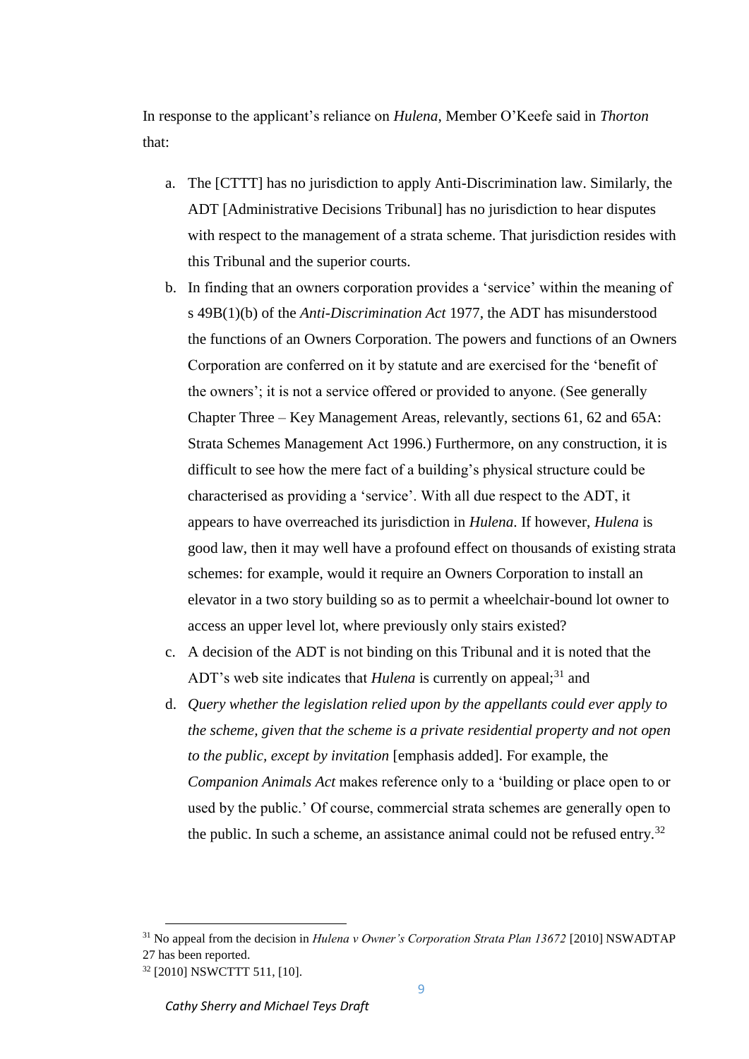In response to the applicant's reliance on *Hulena*, Member O'Keefe said in *Thorton* that:

a. The [CTTT] has no jurisdiction to apply Anti-Discrimination law. Similarly, the ADT [Administrative Decisions Tribunal] has no jurisdiction to hear disputes with respect to the management of a strata scheme. That jurisdiction resides with this Tribunal and the superior courts.

b. In finding that an owners corporation provides a 'service' within the meaning of s 49B(1)(b) of the *Anti-Discrimination Act* 1977, the ADT has misunderstood the functions of an Owners Corporation. The powers and functions of an Owners Corporation are conferred on it by statute and are exercised for the 'benefit of the owners'; it is not a service offered or provided to anyone. (See generally Chapter Three – Key Management Areas, relevantly, sections 61, 62 and 65A: Strata Schemes Management Act 1996.) Furthermore, on any construction, it is difficult to see how the mere fact of a building's physical structure could be characterised as providing a 'service'. With all due respect to the ADT, it appears to have overreached its jurisdiction in *Hulena*. If however, *Hulena* is good law, then it may well have a profound effect on thousands of existing strata schemes: for example, would it require an Owners Corporation to install an elevator in a two story building so as to permit a wheelchair-bound lot owner to access an upper level lot, where previously only stairs existed?

c. A decision of the ADT is not binding on this Tribunal and it is noted that the ADT's web site indicates that *Hulena* is currently on appeal;[31] and

d. *Query whether the legislation relied upon by the appellants could ever apply to the scheme, given that the scheme is a private residential property and not open to the public, except by invitation* [emphasis added]. For example, the *Companion Animals Act* makes reference only to a 'building or place open to or used by the public.' Of course, commercial strata schemes are generally open to the public. In such a scheme, an assistance animal could not be refused entry.[32]

---

[31] No appeal from the decision in *Hulena v Owner's Corporation Strata Plan 13672* [2010] NSWADTAP 27 has been reported.

[32] [2010] NSWCTTT 511, [10].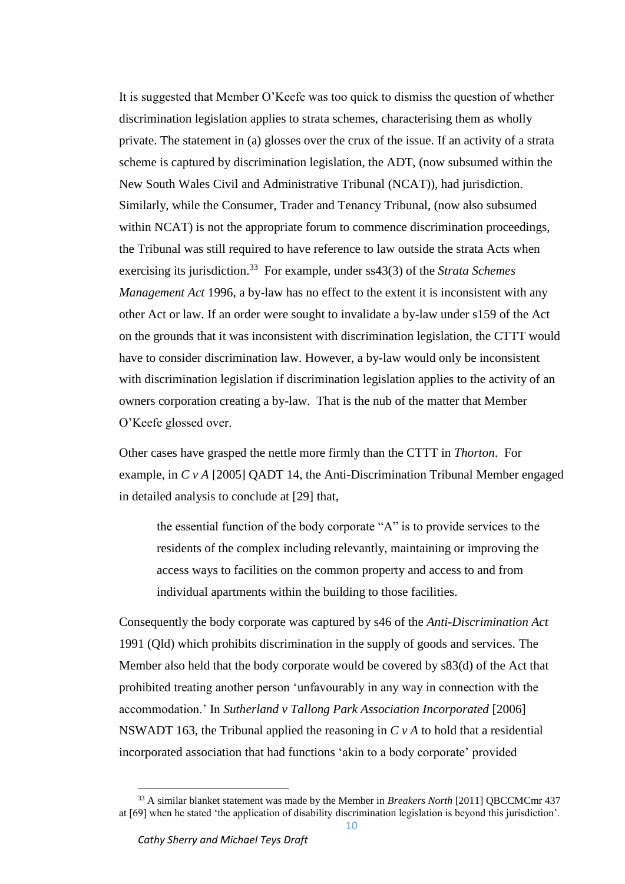It is suggested that Member O'Keefe was too quick to dismiss the question of whether discrimination legislation applies to strata schemes, characterising them as wholly private. The statement in (a) glosses over the crux of the issue. If an activity of a strata scheme is captured by discrimination legislation, the ADT, (now subsumed within the New South Wales Civil and Administrative Tribunal (NCAT)), had jurisdiction. Similarly, while the Consumer, Trader and Tenancy Tribunal, (now also subsumed within NCAT) is not the appropriate forum to commence discrimination proceedings, the Tribunal was still required to have reference to law outside the strata Acts when exercising its jurisdiction.[33] For example, under ss43(3) of the *Strata Schemes Management Act* 1996, a by-law has no effect to the extent it is inconsistent with any other Act or law. If an order were sought to invalidate a by-law under s159 of the Act on the grounds that it was inconsistent with discrimination legislation, the CTTT would have to consider discrimination law. However, a by-law would only be inconsistent with discrimination legislation if discrimination legislation applies to the activity of an owners corporation creating a by-law. That is the nub of the matter that Member O'Keefe glossed over.

Other cases have grasped the nettle more firmly than the CTTT in *Thorton*. For example, in *C v A* [2005] QADT 14, the Anti-Discrimination Tribunal Member engaged in detailed analysis to conclude at [29] that,

> the essential function of the body corporate "A" is to provide services to the residents of the complex including relevantly, maintaining or improving the access ways to facilities on the common property and access to and from individual apartments within the building to those facilities.

Consequently the body corporate was captured by s46 of the *Anti-Discrimination Act* 1991 (Qld) which prohibits discrimination in the supply of goods and services. The Member also held that the body corporate would be covered by s83(d) of the Act that prohibited treating another person 'unfavourably in any way in connection with the accommodation.' In *Sutherland v Tallong Park Association Incorporated* [2006] NSWADT 163, the Tribunal applied the reasoning in *C v A* to hold that a residential incorporated association that had functions 'akin to a body corporate' provided

---

[33] A similar blanket statement was made by the Member in *Breakers North* [2011] QBCCMCmr 437 at [69] when he stated 'the application of disability discrimination legislation is beyond this jurisdiction'.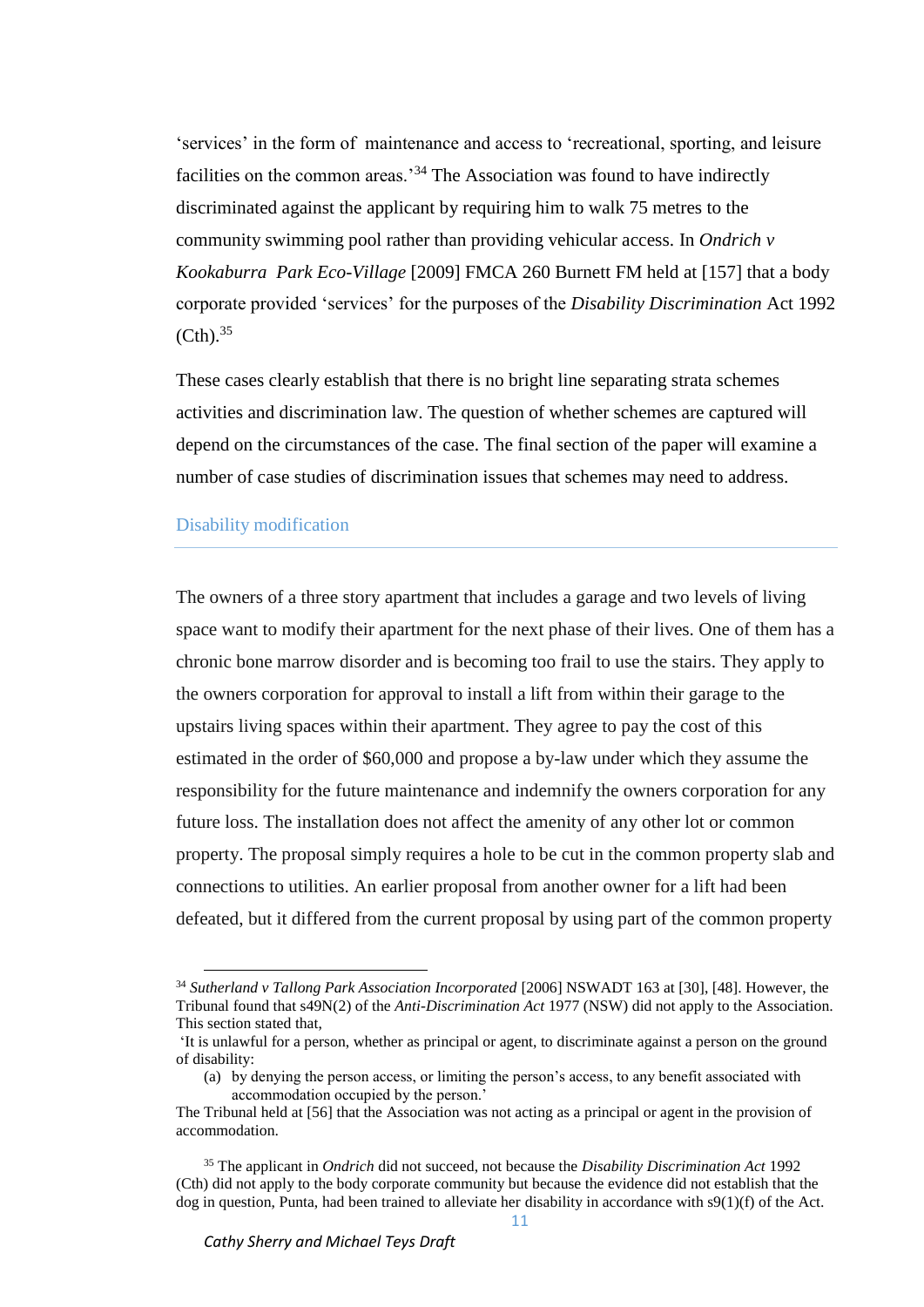'services' in the form of maintenance and access to 'recreational, sporting, and leisure facilities on the common areas.'[34] The Association was found to have indirectly discriminated against the applicant by requiring him to walk 75 metres to the community swimming pool rather than providing vehicular access. In *Ondrich v Kookaburra Park Eco-Village* [2009] FMCA 260 Burnett FM held at [157] that a body corporate provided 'services' for the purposes of the *Disability Discrimination* Act 1992 (Cth).[35]

These cases clearly establish that there is no bright line separating strata schemes activities and discrimination law. The question of whether schemes are captured will depend on the circumstances of the case. The final section of the paper will examine a number of case studies of discrimination issues that schemes may need to address.

## Disability modification

The owners of a three story apartment that includes a garage and two levels of living space want to modify their apartment for the next phase of their lives. One of them has a chronic bone marrow disorder and is becoming too frail to use the stairs. They apply to the owners corporation for approval to install a lift from within their garage to the upstairs living spaces within their apartment. They agree to pay the cost of this estimated in the order of $60,000 and propose a by-law under which they assume the responsibility for the future maintenance and indemnify the owners corporation for any future loss. The installation does not affect the amenity of any other lot or common property. The proposal simply requires a hole to be cut in the common property slab and connections to utilities. An earlier proposal from another owner for a lift had been defeated, but it differed from the current proposal by using part of the common property

---

[34] *Sutherland v Tallong Park Association Incorporated* [2006] NSWADT 163 at [30], [48]. However, the Tribunal found that s49N(2) of the *Anti-Discrimination Act* 1977 (NSW) did not apply to the Association. This section stated that,

'It is unlawful for a person, whether as principal or agent, to discriminate against a person on the ground of disability:

(a) by denying the person access, or limiting the person's access, to any benefit associated with accommodation occupied by the person.'

The Tribunal held at [56] that the Association was not acting as a principal or agent in the provision of accommodation.

[35] The applicant in *Ondrich* did not succeed, not because the *Disability Discrimination Act* 1992 (Cth) did not apply to the body corporate community but because the evidence did not establish that the dog in question, Punta, had been trained to alleviate her disability in accordance with s9(1)(f) of the Act.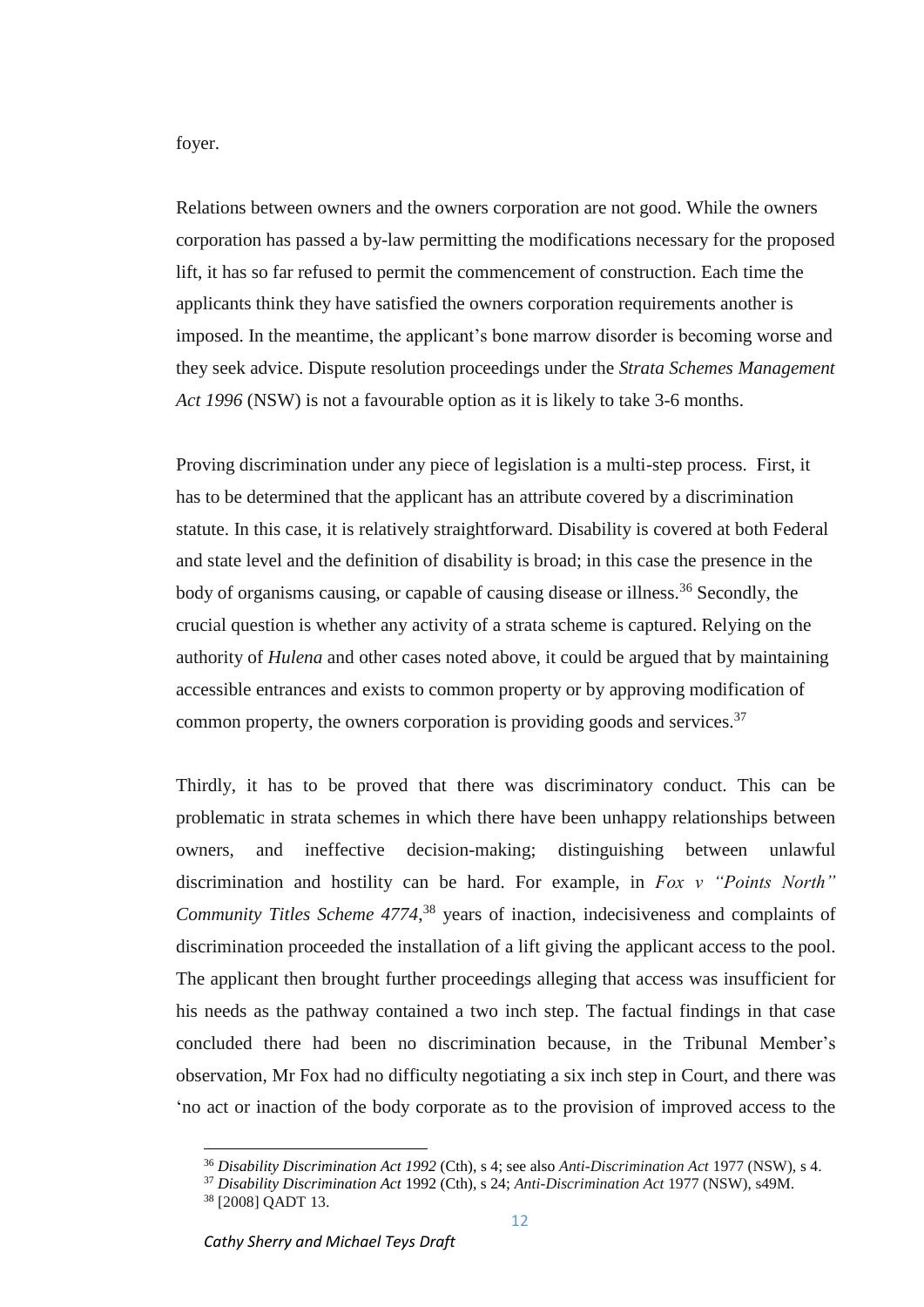foyer.

Relations between owners and the owners corporation are not good. While the owners corporation has passed a by-law permitting the modifications necessary for the proposed lift, it has so far refused to permit the commencement of construction. Each time the applicants think they have satisfied the owners corporation requirements another is imposed. In the meantime, the applicant's bone marrow disorder is becoming worse and they seek advice. Dispute resolution proceedings under the *Strata Schemes Management Act 1996* (NSW) is not a favourable option as it is likely to take 3-6 months.

Proving discrimination under any piece of legislation is a multi-step process. First, it has to be determined that the applicant has an attribute covered by a discrimination statute. In this case, it is relatively straightforward. Disability is covered at both Federal and state level and the definition of disability is broad; in this case the presence in the body of organisms causing, or capable of causing disease or illness.[36] Secondly, the crucial question is whether any activity of a strata scheme is captured. Relying on the authority of *Hulena* and other cases noted above, it could be argued that by maintaining accessible entrances and exists to common property or by approving modification of common property, the owners corporation is providing goods and services.[37]

Thirdly, it has to be proved that there was discriminatory conduct. This can be problematic in strata schemes in which there have been unhappy relationships between owners, and ineffective decision-making; distinguishing between unlawful discrimination and hostility can be hard. For example, in *Fox v "Points North" Community Titles Scheme 4774*,[38] years of inaction, indecisiveness and complaints of discrimination proceeded the installation of a lift giving the applicant access to the pool. The applicant then brought further proceedings alleging that access was insufficient for his needs as the pathway contained a two inch step. The factual findings in that case concluded there had been no discrimination because, in the Tribunal Member's observation, Mr Fox had no difficulty negotiating a six inch step in Court, and there was 'no act or inaction of the body corporate as to the provision of improved access to the

[36] *Disability Discrimination Act 1992* (Cth), s 4; see also *Anti-Discrimination Act* 1977 (NSW), s 4.

[37] *Disability Discrimination Act* 1992 (Cth), s 24; *Anti-Discrimination Act* 1977 (NSW), s49M.

[38] [2008] QADT 13.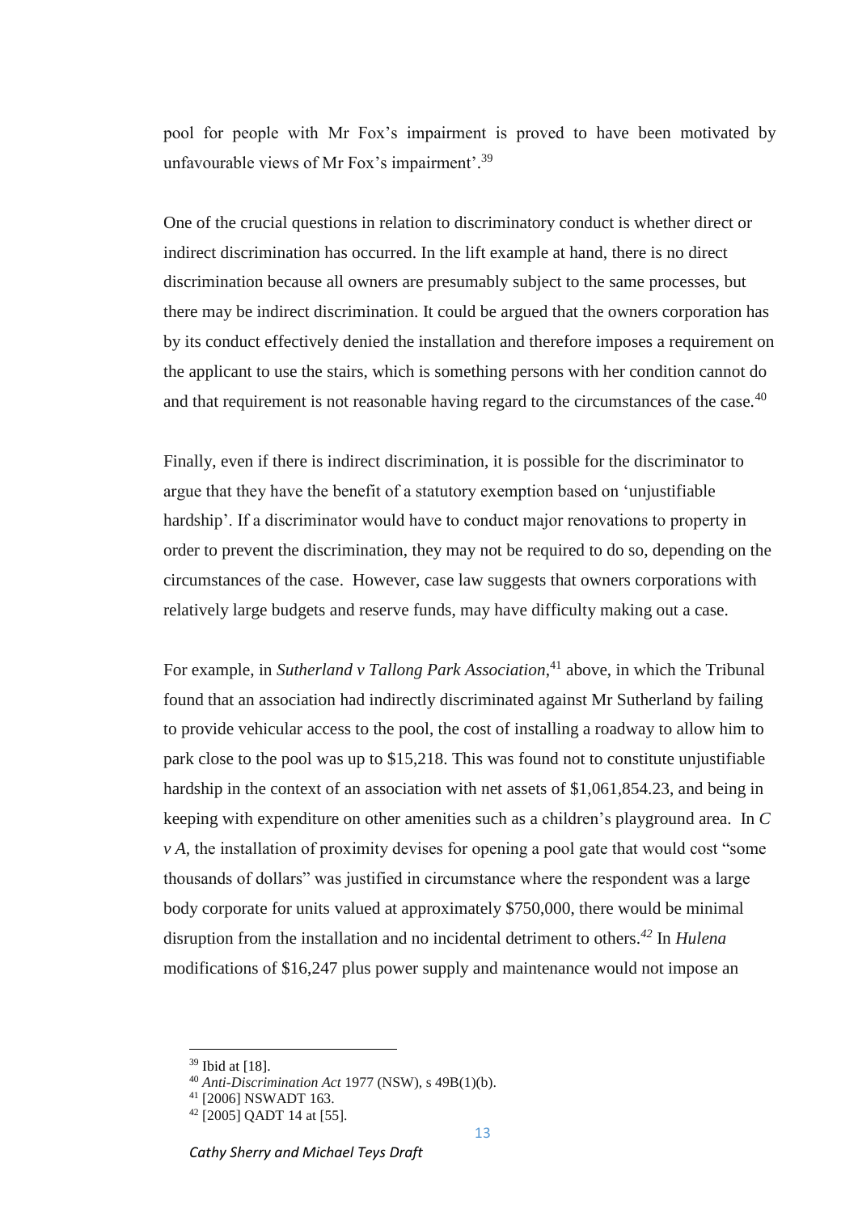pool for people with Mr Fox's impairment is proved to have been motivated by unfavourable views of Mr Fox's impairment'.[39]

One of the crucial questions in relation to discriminatory conduct is whether direct or indirect discrimination has occurred. In the lift example at hand, there is no direct discrimination because all owners are presumably subject to the same processes, but there may be indirect discrimination. It could be argued that the owners corporation has by its conduct effectively denied the installation and therefore imposes a requirement on the applicant to use the stairs, which is something persons with her condition cannot do and that requirement is not reasonable having regard to the circumstances of the case.[40]

Finally, even if there is indirect discrimination, it is possible for the discriminator to argue that they have the benefit of a statutory exemption based on 'unjustifiable hardship'. If a discriminator would have to conduct major renovations to property in order to prevent the discrimination, they may not be required to do so, depending on the circumstances of the case. However, case law suggests that owners corporations with relatively large budgets and reserve funds, may have difficulty making out a case.

For example, in *Sutherland v Tallong Park Association*,[41] above, in which the Tribunal found that an association had indirectly discriminated against Mr Sutherland by failing to provide vehicular access to the pool, the cost of installing a roadway to allow him to park close to the pool was up to $15,218. This was found not to constitute unjustifiable hardship in the context of an association with net assets of $1,061,854.23, and being in keeping with expenditure on other amenities such as a children's playground area. In *C v A*, the installation of proximity devises for opening a pool gate that would cost "some thousands of dollars" was justified in circumstance where the respondent was a large body corporate for units valued at approximately $750,000, there would be minimal disruption from the installation and no incidental detriment to others.[42] In *Hulena* modifications of $16,247 plus power supply and maintenance would not impose an

---

[39] Ibid at [18].

[40] *Anti-Discrimination Act* 1977 (NSW), s 49B(1)(b).

[41] [2006] NSWADT 163.

[42] [2005] QADT 14 at [55].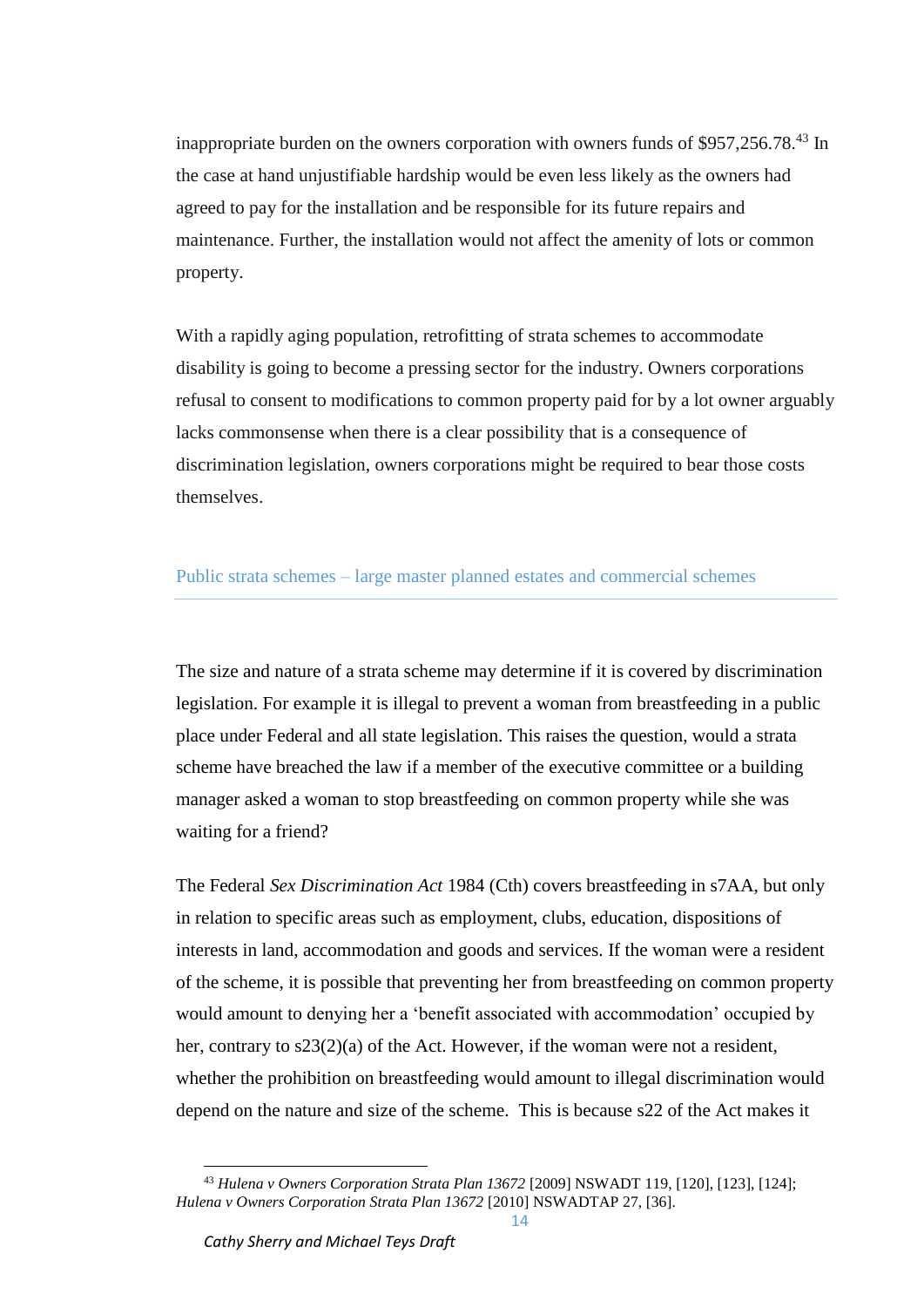inappropriate burden on the owners corporation with owners funds of $957,256.78.[43] In the case at hand unjustifiable hardship would be even less likely as the owners had agreed to pay for the installation and be responsible for its future repairs and maintenance. Further, the installation would not affect the amenity of lots or common property.

With a rapidly aging population, retrofitting of strata schemes to accommodate disability is going to become a pressing sector for the industry. Owners corporations refusal to consent to modifications to common property paid for by a lot owner arguably lacks commonsense when there is a clear possibility that is a consequence of discrimination legislation, owners corporations might be required to bear those costs themselves.

## Public strata schemes – large master planned estates and commercial schemes

The size and nature of a strata scheme may determine if it is covered by discrimination legislation. For example it is illegal to prevent a woman from breastfeeding in a public place under Federal and all state legislation. This raises the question, would a strata scheme have breached the law if a member of the executive committee or a building manager asked a woman to stop breastfeeding on common property while she was waiting for a friend?

The Federal *Sex Discrimination Act* 1984 (Cth) covers breastfeeding in s7AA, but only in relation to specific areas such as employment, clubs, education, dispositions of interests in land, accommodation and goods and services. If the woman were a resident of the scheme, it is possible that preventing her from breastfeeding on common property would amount to denying her a 'benefit associated with accommodation' occupied by her, contrary to s23(2)(a) of the Act. However, if the woman were not a resident, whether the prohibition on breastfeeding would amount to illegal discrimination would depend on the nature and size of the scheme. This is because s22 of the Act makes it

---

[43] *Hulena v Owners Corporation Strata Plan 13672* [2009] NSWADT 119, [120], [123], [124]; *Hulena v Owners Corporation Strata Plan 13672* [2010] NSWADTAP 27, [36].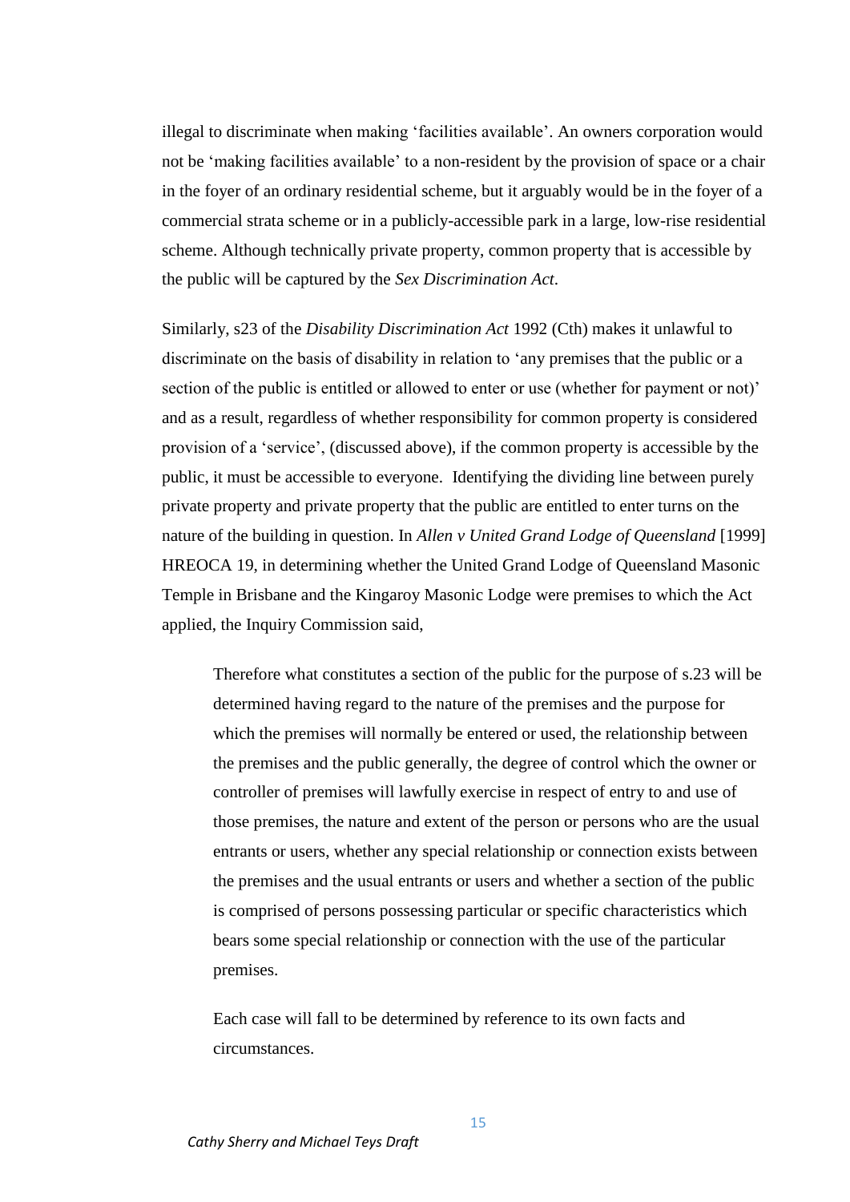illegal to discriminate when making 'facilities available'. An owners corporation would not be 'making facilities available' to a non-resident by the provision of space or a chair in the foyer of an ordinary residential scheme, but it arguably would be in the foyer of a commercial strata scheme or in a publicly-accessible park in a large, low-rise residential scheme. Although technically private property, common property that is accessible by the public will be captured by the *Sex Discrimination Act*.

Similarly, s23 of the *Disability Discrimination Act* 1992 (Cth) makes it unlawful to discriminate on the basis of disability in relation to 'any premises that the public or a section of the public is entitled or allowed to enter or use (whether for payment or not)' and as a result, regardless of whether responsibility for common property is considered provision of a 'service', (discussed above), if the common property is accessible by the public, it must be accessible to everyone. Identifying the dividing line between purely private property and private property that the public are entitled to enter turns on the nature of the building in question. In *Allen v United Grand Lodge of Queensland* [1999] HREOCA 19, in determining whether the United Grand Lodge of Queensland Masonic Temple in Brisbane and the Kingaroy Masonic Lodge were premises to which the Act applied, the Inquiry Commission said,

> Therefore what constitutes a section of the public for the purpose of s.23 will be determined having regard to the nature of the premises and the purpose for which the premises will normally be entered or used, the relationship between the premises and the public generally, the degree of control which the owner or controller of premises will lawfully exercise in respect of entry to and use of those premises, the nature and extent of the person or persons who are the usual entrants or users, whether any special relationship or connection exists between the premises and the usual entrants or users and whether a section of the public is comprised of persons possessing particular or specific characteristics which bears some special relationship or connection with the use of the particular premises.
>
> Each case will fall to be determined by reference to its own facts and circumstances.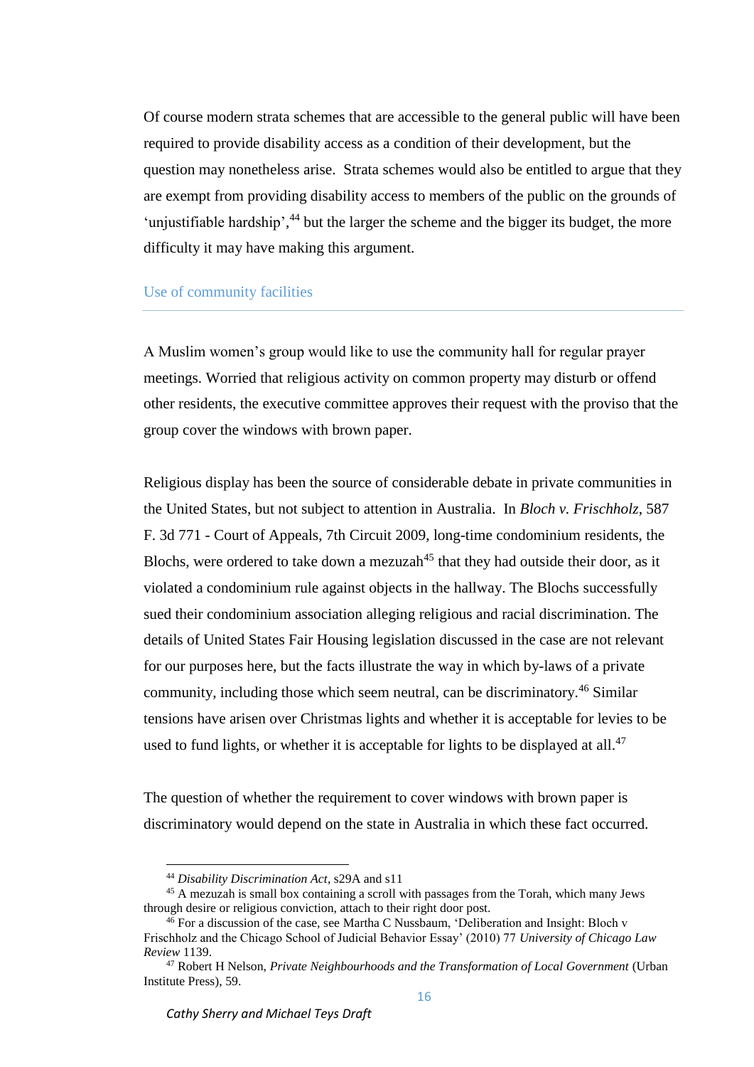Of course modern strata schemes that are accessible to the general public will have been required to provide disability access as a condition of their development, but the question may nonetheless arise. Strata schemes would also be entitled to argue that they are exempt from providing disability access to members of the public on the grounds of 'unjustifiable hardship',[44] but the larger the scheme and the bigger its budget, the more difficulty it may have making this argument.

## Use of community facilities

A Muslim women's group would like to use the community hall for regular prayer meetings. Worried that religious activity on common property may disturb or offend other residents, the executive committee approves their request with the proviso that the group cover the windows with brown paper.

Religious display has been the source of considerable debate in private communities in the United States, but not subject to attention in Australia. In *Bloch v. Frischholz*, 587 F. 3d 771 - Court of Appeals, 7th Circuit 2009, long-time condominium residents, the Blochs, were ordered to take down a mezuzah[45] that they had outside their door, as it violated a condominium rule against objects in the hallway. The Blochs successfully sued their condominium association alleging religious and racial discrimination. The details of United States Fair Housing legislation discussed in the case are not relevant for our purposes here, but the facts illustrate the way in which by-laws of a private community, including those which seem neutral, can be discriminatory.[46] Similar tensions have arisen over Christmas lights and whether it is acceptable for levies to be used to fund lights, or whether it is acceptable for lights to be displayed at all.[47]

The question of whether the requirement to cover windows with brown paper is discriminatory would depend on the state in Australia in which these fact occurred.

---

[44] *Disability Discrimination Act*, s29A and s11

[45] A mezuzah is small box containing a scroll with passages from the Torah, which many Jews through desire or religious conviction, attach to their right door post.

[46] For a discussion of the case, see Martha C Nussbaum, 'Deliberation and Insight: Bloch v Frischholz and the Chicago School of Judicial Behavior Essay' (2010) 77 *University of Chicago Law Review* 1139.

[47] Robert H Nelson, *Private Neighbourhoods and the Transformation of Local Government* (Urban Institute Press), 59.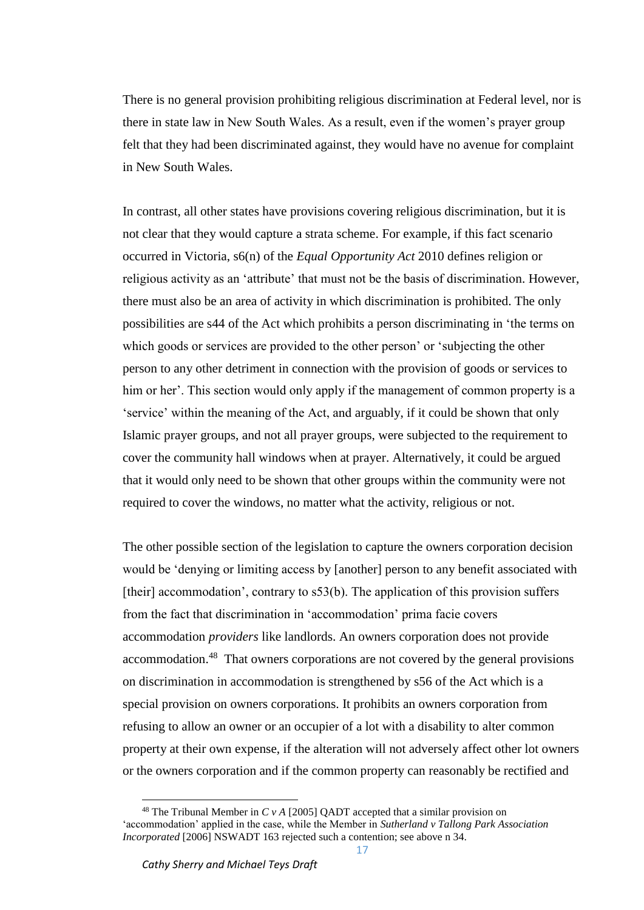There is no general provision prohibiting religious discrimination at Federal level, nor is there in state law in New South Wales. As a result, even if the women's prayer group felt that they had been discriminated against, they would have no avenue for complaint in New South Wales.

In contrast, all other states have provisions covering religious discrimination, but it is not clear that they would capture a strata scheme. For example, if this fact scenario occurred in Victoria, s6(n) of the *Equal Opportunity Act* 2010 defines religion or religious activity as an 'attribute' that must not be the basis of discrimination. However, there must also be an area of activity in which discrimination is prohibited. The only possibilities are s44 of the Act which prohibits a person discriminating in 'the terms on which goods or services are provided to the other person' or 'subjecting the other person to any other detriment in connection with the provision of goods or services to him or her'. This section would only apply if the management of common property is a 'service' within the meaning of the Act, and arguably, if it could be shown that only Islamic prayer groups, and not all prayer groups, were subjected to the requirement to cover the community hall windows when at prayer. Alternatively, it could be argued that it would only need to be shown that other groups within the community were not required to cover the windows, no matter what the activity, religious or not.

The other possible section of the legislation to capture the owners corporation decision would be 'denying or limiting access by [another] person to any benefit associated with [their] accommodation', contrary to s53(b). The application of this provision suffers from the fact that discrimination in 'accommodation' prima facie covers accommodation *providers* like landlords. An owners corporation does not provide accommodation.[48] That owners corporations are not covered by the general provisions on discrimination in accommodation is strengthened by s56 of the Act which is a special provision on owners corporations. It prohibits an owners corporation from refusing to allow an owner or an occupier of a lot with a disability to alter common property at their own expense, if the alteration will not adversely affect other lot owners or the owners corporation and if the common property can reasonably be rectified and

---

[48] The Tribunal Member in *C v A* [2005] QADT accepted that a similar provision on 'accommodation' applied in the case, while the Member in *Sutherland v Tallong Park Association Incorporated* [2006] NSWADT 163 rejected such a contention; see above n 34.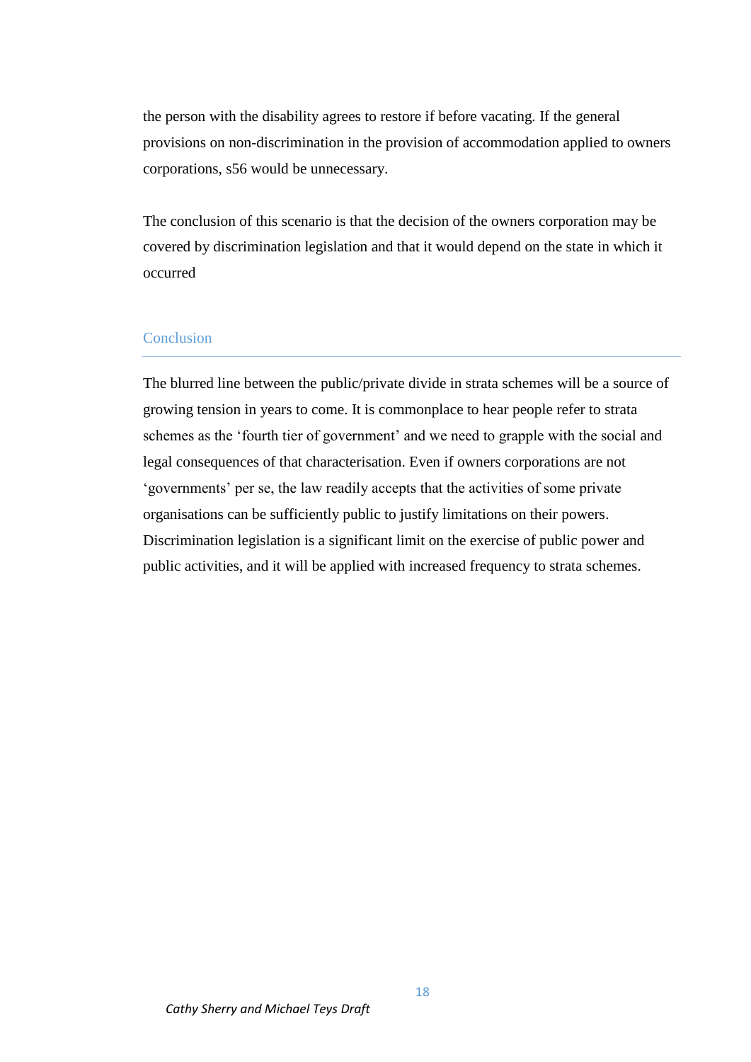the person with the disability agrees to restore if before vacating. If the general provisions on non-discrimination in the provision of accommodation applied to owners corporations, s56 would be unnecessary.

The conclusion of this scenario is that the decision of the owners corporation may be covered by discrimination legislation and that it would depend on the state in which it occurred

## Conclusion

The blurred line between the public/private divide in strata schemes will be a source of growing tension in years to come. It is commonplace to hear people refer to strata schemes as the 'fourth tier of government' and we need to grapple with the social and legal consequences of that characterisation. Even if owners corporations are not 'governments' per se, the law readily accepts that the activities of some private organisations can be sufficiently public to justify limitations on their powers. Discrimination legislation is a significant limit on the exercise of public power and public activities, and it will be applied with increased frequency to strata schemes.